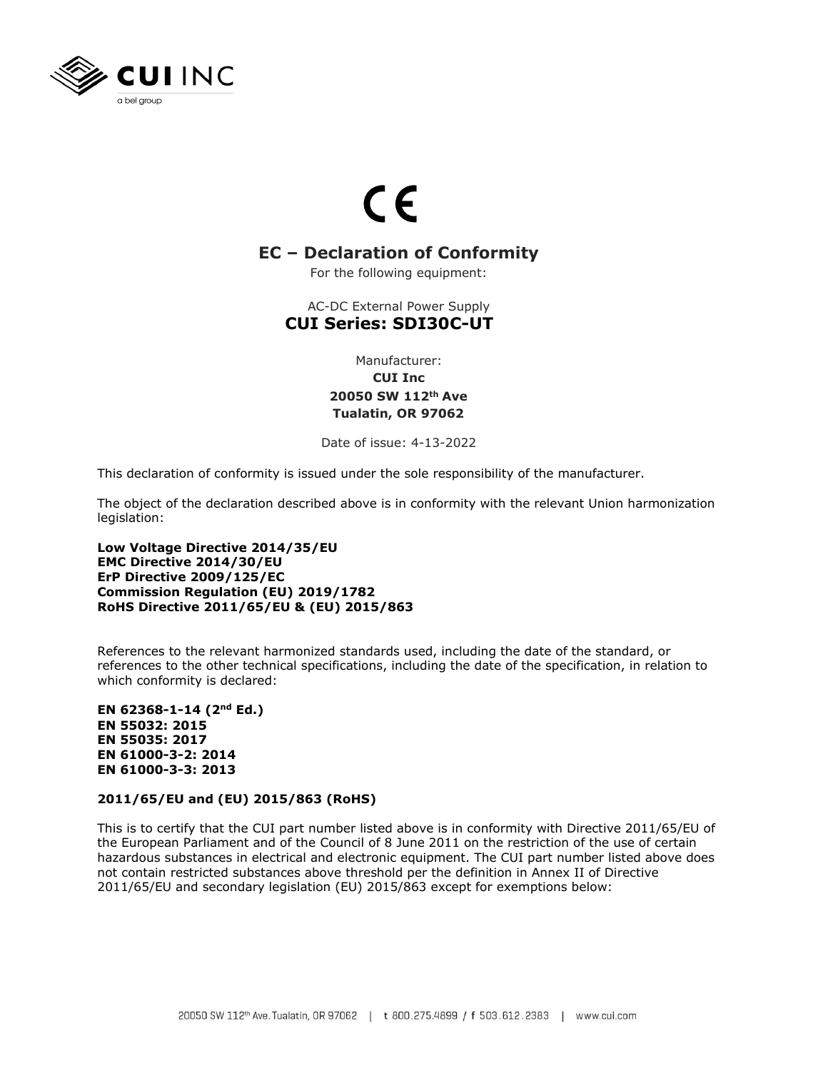CE

# EC – Declaration of Conformity

For the following equipment:

AC-DC External Power Supply

## CUI Series: SDI30C-UT

Manufacturer:

**CUI Inc**
**20050 SW 112th Ave**
**Tualatin, OR 97062**

Date of issue: 4-13-2022

This declaration of conformity is issued under the sole responsibility of the manufacturer.

The object of the declaration described above is in conformity with the relevant Union harmonization legislation:

**Low Voltage Directive 2014/35/EU**
**EMC Directive 2014/30/EU**
**ErP Directive 2009/125/EC**
**Commission Regulation (EU) 2019/1782**
**RoHS Directive 2011/65/EU & (EU) 2015/863**

References to the relevant harmonized standards used, including the date of the standard, or references to the other technical specifications, including the date of the specification, in relation to which conformity is declared:

**EN 62368-1-14 (2nd Ed.)**
**EN 55032: 2015**
**EN 55035: 2017**
**EN 61000-3-2: 2014**
**EN 61000-3-3: 2013**

**2011/65/EU and (EU) 2015/863 (RoHS)**

This is to certify that the CUI part number listed above is in conformity with Directive 2011/65/EU of the European Parliament and of the Council of 8 June 2011 on the restriction of the use of certain hazardous substances in electrical and electronic equipment. The CUI part number listed above does not contain restricted substances above threshold per the definition in Annex II of Directive 2011/65/EU and secondary legislation (EU) 2015/863 except for exemptions below: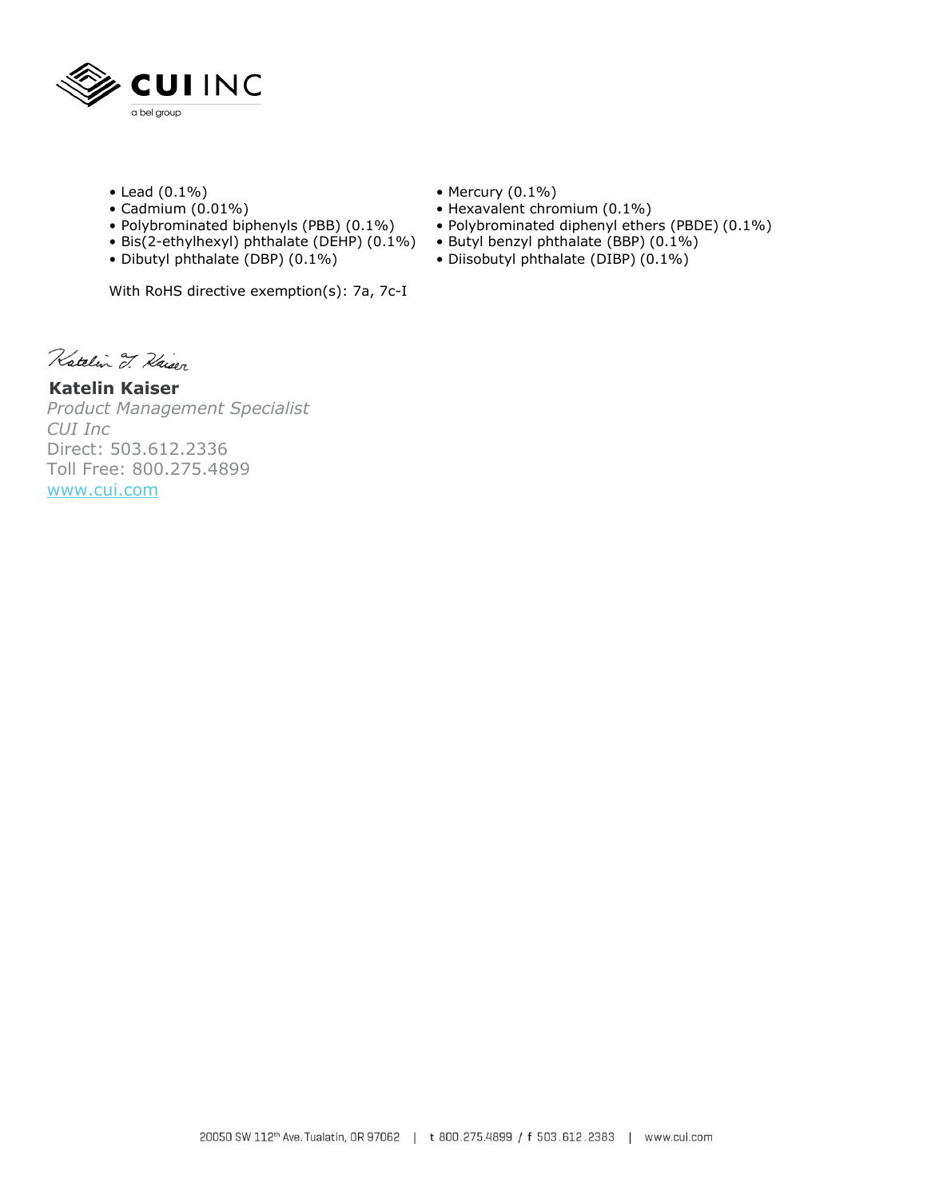- Lead (0.1%)
- Cadmium (0.01%)
- Polybrominated biphenyls (PBB) (0.1%)
- Bis(2-ethylhexyl) phthalate (DEHP) (0.1%)
- Dibutyl phthalate (DBP) (0.1%)
- Mercury (0.1%)
- Hexavalent chromium (0.1%)
- Polybrominated diphenyl ethers (PBDE) (0.1%)
- Butyl benzyl phthalate (BBP) (0.1%)
- Diisobutyl phthalate (DIBP) (0.1%)

With RoHS directive exemption(s): 7a, 7c-I

*Katelin T. Kaiser*

**Katelin Kaiser**
*Product Management Specialist*
*CUI Inc*
Direct: 503.612.2336
Toll Free: 800.275.4899
www.cui.com

20050 SW 112th Ave. Tualatin, OR 97062 | t 800.275.4899 / f 503.612.2383 | www.cui.com